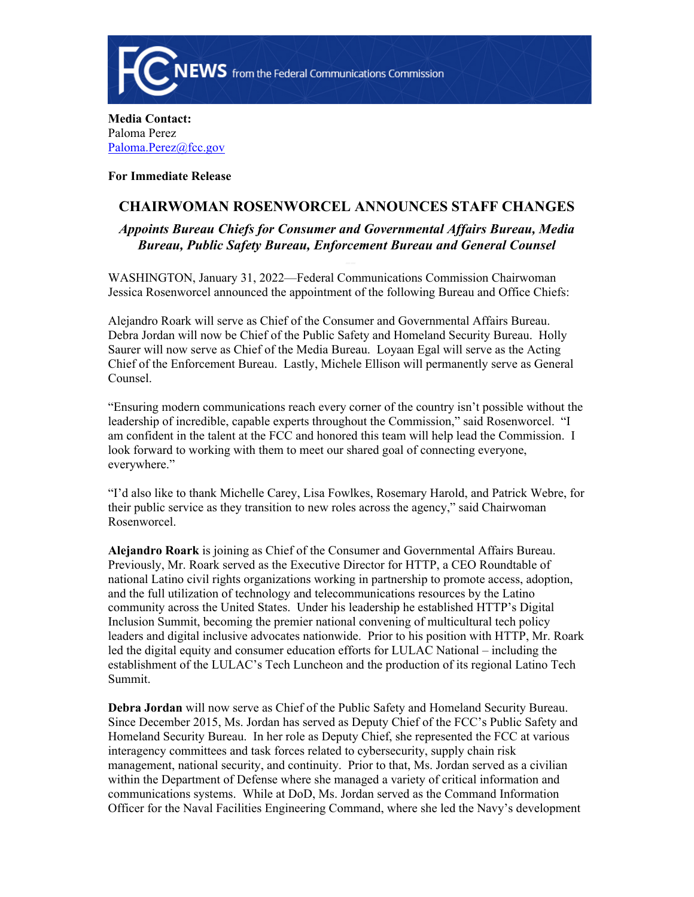**Media Contact:**
Paloma Perez
Paloma.Perez@fcc.gov

**For Immediate Release**

# CHAIRWOMAN ROSENWORCEL ANNOUNCES STAFF CHANGES

## *Appoints Bureau Chiefs for Consumer and Governmental Affairs Bureau, Media Bureau, Public Safety Bureau, Enforcement Bureau and General Counsel*

WASHINGTON, January 31, 2022—Federal Communications Commission Chairwoman Jessica Rosenworcel announced the appointment of the following Bureau and Office Chiefs:

Alejandro Roark will serve as Chief of the Consumer and Governmental Affairs Bureau. Debra Jordan will now be Chief of the Public Safety and Homeland Security Bureau. Holly Saurer will now serve as Chief of the Media Bureau. Loyaan Egal will serve as the Acting Chief of the Enforcement Bureau. Lastly, Michele Ellison will permanently serve as General Counsel.

"Ensuring modern communications reach every corner of the country isn't possible without the leadership of incredible, capable experts throughout the Commission," said Rosenworcel. "I am confident in the talent at the FCC and honored this team will help lead the Commission. I look forward to working with them to meet our shared goal of connecting everyone, everywhere."

"I'd also like to thank Michelle Carey, Lisa Fowlkes, Rosemary Harold, and Patrick Webre, for their public service as they transition to new roles across the agency," said Chairwoman Rosenworcel.

**Alejandro Roark** is joining as Chief of the Consumer and Governmental Affairs Bureau. Previously, Mr. Roark served as the Executive Director for HTTP, a CEO Roundtable of national Latino civil rights organizations working in partnership to promote access, adoption, and the full utilization of technology and telecommunications resources by the Latino community across the United States. Under his leadership he established HTTP's Digital Inclusion Summit, becoming the premier national convening of multicultural tech policy leaders and digital inclusive advocates nationwide. Prior to his position with HTTP, Mr. Roark led the digital equity and consumer education efforts for LULAC National – including the establishment of the LULAC's Tech Luncheon and the production of its regional Latino Tech Summit.

**Debra Jordan** will now serve as Chief of the Public Safety and Homeland Security Bureau. Since December 2015, Ms. Jordan has served as Deputy Chief of the FCC's Public Safety and Homeland Security Bureau. In her role as Deputy Chief, she represented the FCC at various interagency committees and task forces related to cybersecurity, supply chain risk management, national security, and continuity. Prior to that, Ms. Jordan served as a civilian within the Department of Defense where she managed a variety of critical information and communications systems. While at DoD, Ms. Jordan served as the Command Information Officer for the Naval Facilities Engineering Command, where she led the Navy's development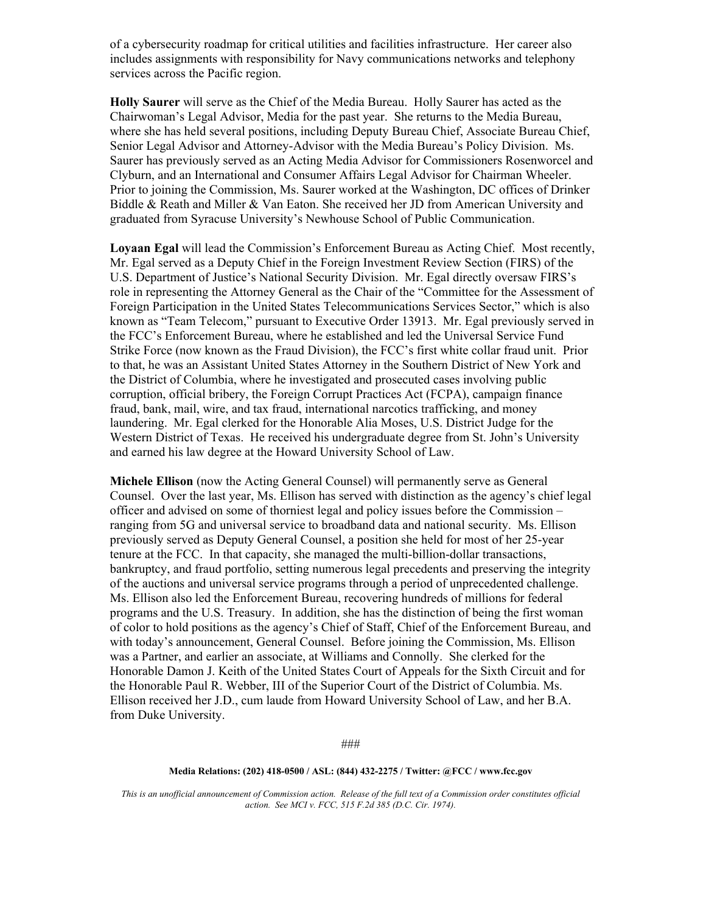of a cybersecurity roadmap for critical utilities and facilities infrastructure. Her career also includes assignments with responsibility for Navy communications networks and telephony services across the Pacific region.

**Holly Saurer** will serve as the Chief of the Media Bureau. Holly Saurer has acted as the Chairwoman's Legal Advisor, Media for the past year. She returns to the Media Bureau, where she has held several positions, including Deputy Bureau Chief, Associate Bureau Chief, Senior Legal Advisor and Attorney-Advisor with the Media Bureau's Policy Division. Ms. Saurer has previously served as an Acting Media Advisor for Commissioners Rosenworcel and Clyburn, and an International and Consumer Affairs Legal Advisor for Chairman Wheeler. Prior to joining the Commission, Ms. Saurer worked at the Washington, DC offices of Drinker Biddle & Reath and Miller & Van Eaton. She received her JD from American University and graduated from Syracuse University's Newhouse School of Public Communication.

**Loyaan Egal** will lead the Commission's Enforcement Bureau as Acting Chief. Most recently, Mr. Egal served as a Deputy Chief in the Foreign Investment Review Section (FIRS) of the U.S. Department of Justice's National Security Division. Mr. Egal directly oversaw FIRS's role in representing the Attorney General as the Chair of the "Committee for the Assessment of Foreign Participation in the United States Telecommunications Services Sector," which is also known as "Team Telecom," pursuant to Executive Order 13913. Mr. Egal previously served in the FCC's Enforcement Bureau, where he established and led the Universal Service Fund Strike Force (now known as the Fraud Division), the FCC's first white collar fraud unit. Prior to that, he was an Assistant United States Attorney in the Southern District of New York and the District of Columbia, where he investigated and prosecuted cases involving public corruption, official bribery, the Foreign Corrupt Practices Act (FCPA), campaign finance fraud, bank, mail, wire, and tax fraud, international narcotics trafficking, and money laundering. Mr. Egal clerked for the Honorable Alia Moses, U.S. District Judge for the Western District of Texas. He received his undergraduate degree from St. John's University and earned his law degree at the Howard University School of Law.

**Michele Ellison** (now the Acting General Counsel) will permanently serve as General Counsel. Over the last year, Ms. Ellison has served with distinction as the agency's chief legal officer and advised on some of thorniest legal and policy issues before the Commission – ranging from 5G and universal service to broadband data and national security. Ms. Ellison previously served as Deputy General Counsel, a position she held for most of her 25-year tenure at the FCC. In that capacity, she managed the multi-billion-dollar transactions, bankruptcy, and fraud portfolio, setting numerous legal precedents and preserving the integrity of the auctions and universal service programs through a period of unprecedented challenge. Ms. Ellison also led the Enforcement Bureau, recovering hundreds of millions for federal programs and the U.S. Treasury. In addition, she has the distinction of being the first woman of color to hold positions as the agency's Chief of Staff, Chief of the Enforcement Bureau, and with today's announcement, General Counsel. Before joining the Commission, Ms. Ellison was a Partner, and earlier an associate, at Williams and Connolly. She clerked for the Honorable Damon J. Keith of the United States Court of Appeals for the Sixth Circuit and for the Honorable Paul R. Webber, III of the Superior Court of the District of Columbia. Ms. Ellison received her J.D., cum laude from Howard University School of Law, and her B.A. from Duke University.

###

**Media Relations: (202) 418-0500 / ASL: (844) 432-2275 / Twitter: @FCC / www.fcc.gov**

*This is an unofficial announcement of Commission action. Release of the full text of a Commission order constitutes official action. See MCI v. FCC, 515 F.2d 385 (D.C. Cir. 1974).*